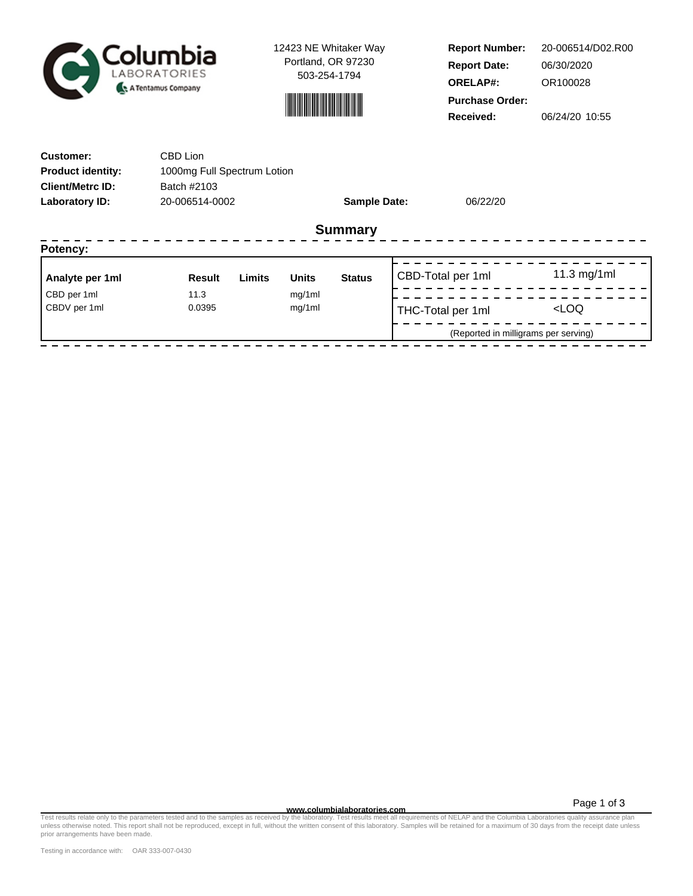Columbia LABORATORIES
A Tentamus Company

12423 NE Whitaker Way
Portland, OR 97230
503-254-1794

| | |
|---|---|
| **Report Number:** | 20-006514/D02.R00 |
| **Report Date:** | 06/30/2020 |
| **ORELAP#:** | OR100028 |
| **Purchase Order:** | |
| **Received:** | 06/24/20 10:55 |

| | | | |
|---|---|---|---|
| **Customer:** | CBD Lion | | |
| **Product identity:** | 1000mg Full Spectrum Lotion | | |
| **Client/Metrc ID:** | Batch #2103 | | |
| **Laboratory ID:** | 20-006514-0002 | **Sample Date:** | 06/22/20 |

## Summary

**Potency:**

| Analyte per 1ml | Result | Limits | Units | Status |
|---|---|---|---|---|
| CBD per 1ml | 11.3 | | mg/1ml | |
| CBDV per 1ml | 0.0395 | | mg/1ml | |

| | |
|---|---|
| CBD-Total per 1ml | 11.3 mg/1ml |
| THC-Total per 1ml | <LOQ |

(Reported in milligrams per serving)

www.columbialaboratories.com

Test results relate only to the parameters tested and to the samples as received by the laboratory. Test results meet all requirements of NELAP and the Columbia Laboratories quality assurance plan unless otherwise noted. This report shall not be reproduced, except in full, without the written consent of this laboratory. Samples will be retained for a maximum of 30 days from the receipt date unless prior arrangements have been made.

Testing in accordance with: OAR 333-007-0430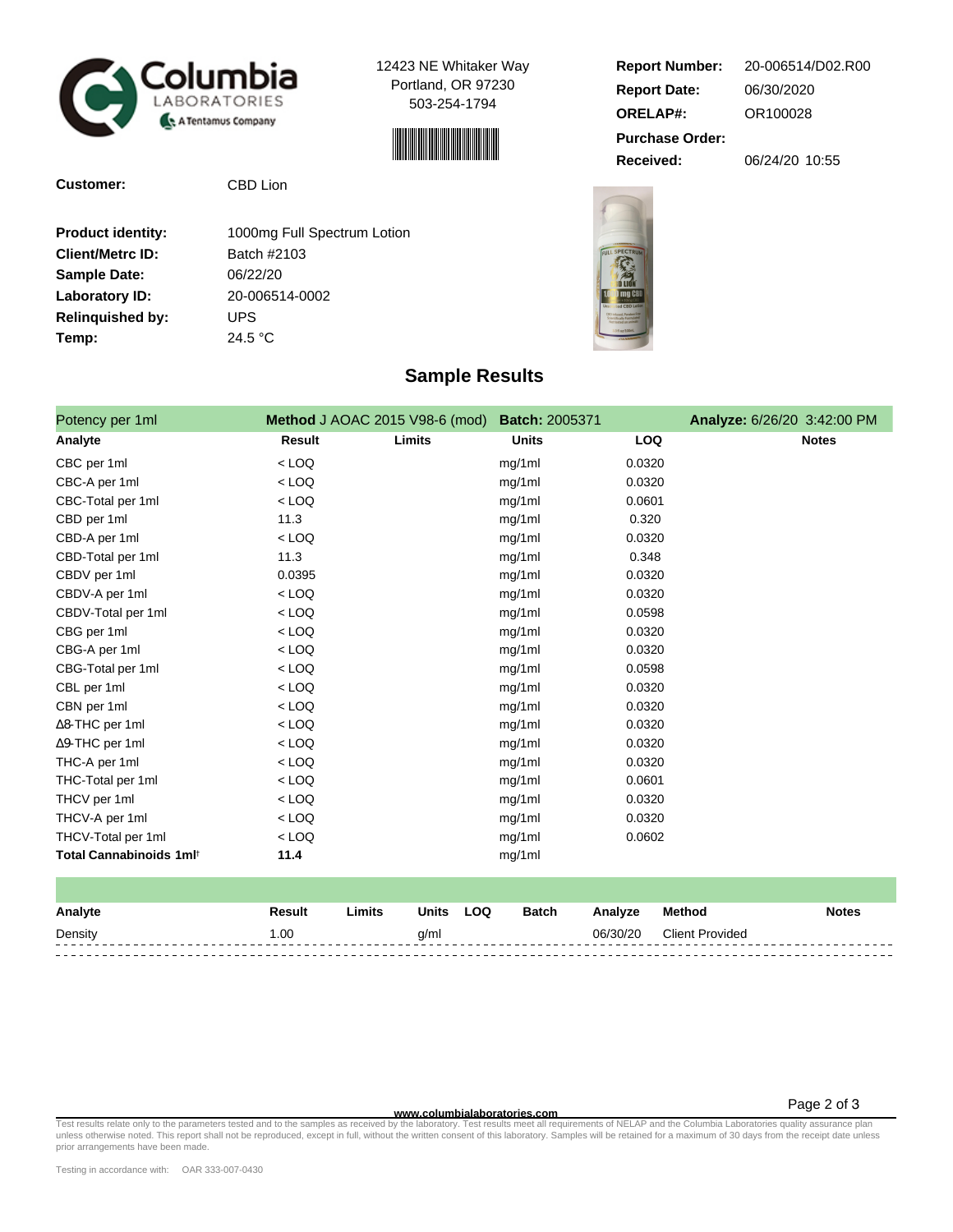Columbia LABORATORIES — A Tentamus Company

12423 NE Whitaker Way
Portland, OR 97230
503-254-1794

**Report Number:** 20-006514/D02.R00
**Report Date:** 06/30/2020
**ORELAP#:** OR100028
**Purchase Order:**
**Received:** 06/24/20 10:55

**Customer:** CBD Lion

**Product identity:** 1000mg Full Spectrum Lotion
**Client/Metrc ID:** Batch #2103
**Sample Date:** 06/22/20
**Laboratory ID:** 20-006514-0002
**Relinquished by:** UPS
**Temp:** 24.5 °C

## Sample Results

Potency per 1ml — **Method** J AOAC 2015 V98-6 (mod) — **Batch:** 2005371 — **Analyze:** 6/26/20 3:42:00 PM

| Analyte | Result | Limits | Units | LOQ | Notes |
|---|---|---|---|---|---|
| CBC per 1ml | < LOQ | | mg/1ml | 0.0320 | |
| CBC-A per 1ml | < LOQ | | mg/1ml | 0.0320 | |
| CBC-Total per 1ml | < LOQ | | mg/1ml | 0.0601 | |
| CBD per 1ml | 11.3 | | mg/1ml | 0.320 | |
| CBD-A per 1ml | < LOQ | | mg/1ml | 0.0320 | |
| CBD-Total per 1ml | 11.3 | | mg/1ml | 0.348 | |
| CBDV per 1ml | 0.0395 | | mg/1ml | 0.0320 | |
| CBDV-A per 1ml | < LOQ | | mg/1ml | 0.0320 | |
| CBDV-Total per 1ml | < LOQ | | mg/1ml | 0.0598 | |
| CBG per 1ml | < LOQ | | mg/1ml | 0.0320 | |
| CBG-A per 1ml | < LOQ | | mg/1ml | 0.0320 | |
| CBG-Total per 1ml | < LOQ | | mg/1ml | 0.0598 | |
| CBL per 1ml | < LOQ | | mg/1ml | 0.0320 | |
| CBN per 1ml | < LOQ | | mg/1ml | 0.0320 | |
| Δ8-THC per 1ml | < LOQ | | mg/1ml | 0.0320 | |
| Δ9-THC per 1ml | < LOQ | | mg/1ml | 0.0320 | |
| THC-A per 1ml | < LOQ | | mg/1ml | 0.0320 | |
| THC-Total per 1ml | < LOQ | | mg/1ml | 0.0601 | |
| THCV per 1ml | < LOQ | | mg/1ml | 0.0320 | |
| THCV-A per 1ml | < LOQ | | mg/1ml | 0.0320 | |
| THCV-Total per 1ml | < LOQ | | mg/1ml | 0.0602 | |
| **Total Cannabinoids 1ml†** | **11.4** | | mg/1ml | | |

| Analyte | Result | Limits | Units | LOQ | Batch | Analyze | Method | Notes |
|---|---|---|---|---|---|---|---|---|
| Density | 1.00 | | g/ml | | | 06/30/20 | Client Provided | |

www.columbialaboratories.com

Test results relate only to the parameters tested and to the samples as received by the laboratory. Test results meet all requirements of NELAP and the Columbia Laboratories quality assurance plan unless otherwise noted. This report shall not be reproduced, except in full, without the written consent of this laboratory. Samples will be retained for a maximum of 30 days from the receipt date unless prior arrangements have been made.

Testing in accordance with: OAR 333-007-0430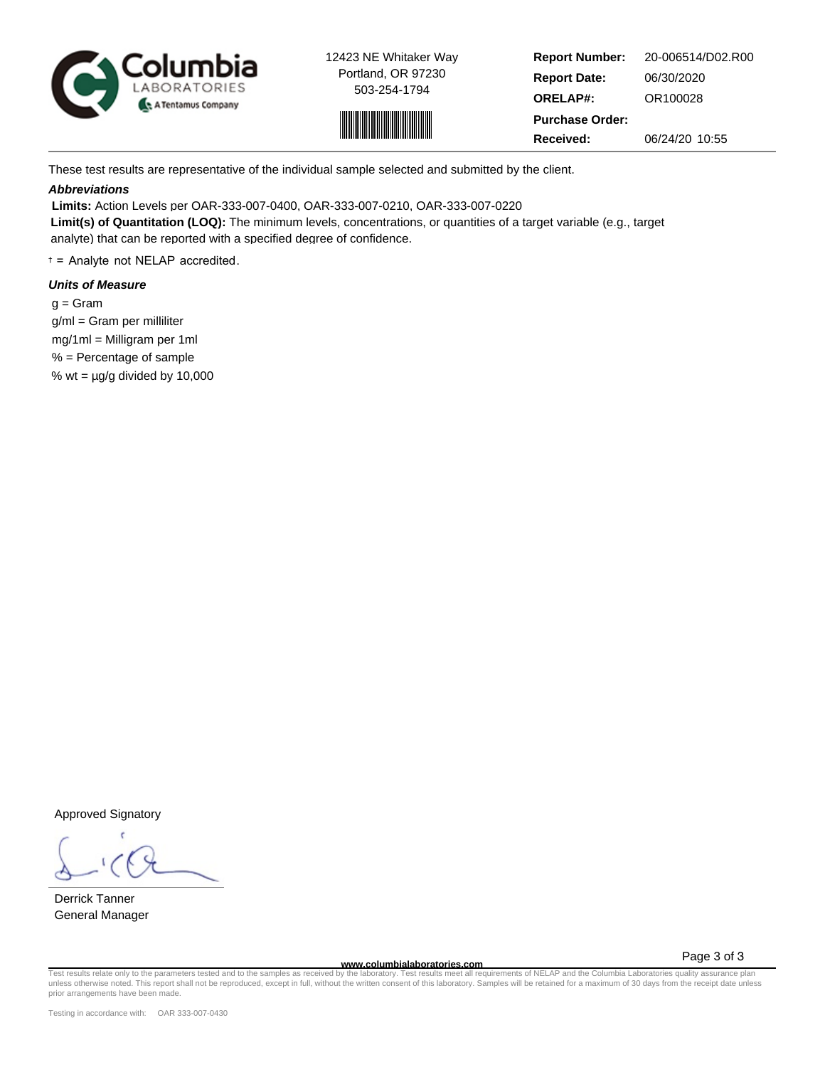Columbia LABORATORIES A Tentamus Company

12423 NE Whitaker Way
Portland, OR 97230
503-254-1794

| | |
|---|---|
| **Report Number:** | 20-006514/D02.R00 |
| **Report Date:** | 06/30/2020 |
| **ORELAP#:** | OR100028 |
| **Purchase Order:** | |
| **Received:** | 06/24/20 10:55 |

These test results are representative of the individual sample selected and submitted by the client.

***Abbreviations***

**Limits:** Action Levels per OAR-333-007-0400, OAR-333-007-0210, OAR-333-007-0220

**Limit(s) of Quantitation (LOQ):** The minimum levels, concentrations, or quantities of a target variable (e.g., target analyte) that can be reported with a specified degree of confidence.

† = Analyte not NELAP accredited.

***Units of Measure***

g = Gram
g/ml = Gram per milliliter
mg/1ml = Milligram per 1ml
% = Percentage of sample
% wt = µg/g divided by 10,000

Approved Signatory

Derrick Tanner
General Manager

www.columbialaboratories.com

Test results relate only to the parameters tested and to the samples as received by the laboratory. Test results meet all requirements of NELAP and the Columbia Laboratories quality assurance plan unless otherwise noted. This report shall not be reproduced, except in full, without the written consent of this laboratory. Samples will be retained for a maximum of 30 days from the receipt date unless prior arrangements have been made.

Testing in accordance with: OAR 333-007-0430